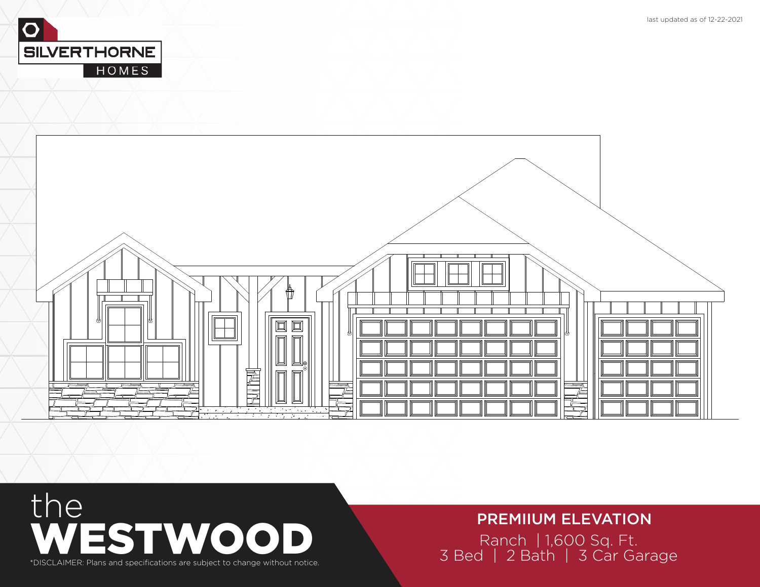last updated as of 12-22-2021

SILVERTHORNE HOMES

# the WESTWOOD

*DISCLAIMER: Plans and specifications are subject to change without notice.

## PREMIIUM ELEVATION

Ranch | 1,600 Sq. Ft.
3 Bed | 2 Bath | 3 Car Garage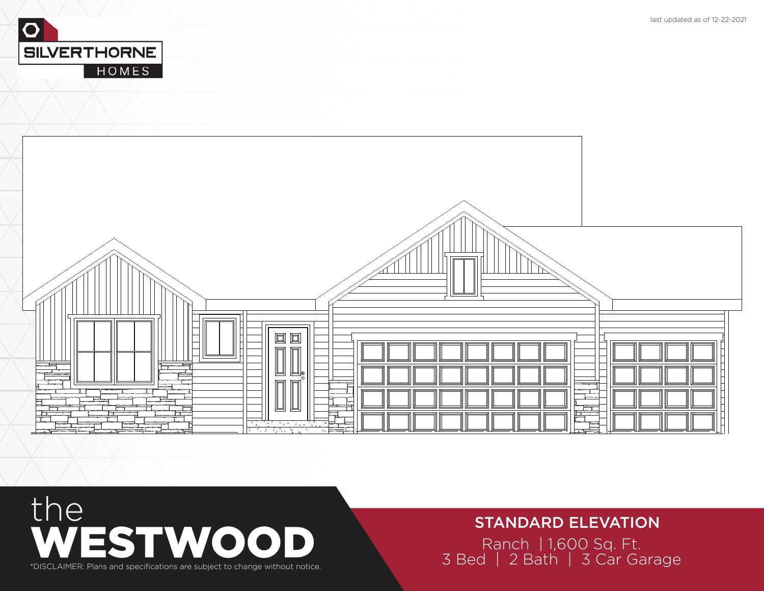last updated as of 12-22-2021

SILVERTHORNE HOMES

# the WESTWOOD

*DISCLAIMER: Plans and specifications are subject to change without notice.

## STANDARD ELEVATION

Ranch | 1,600 Sq. Ft.
3 Bed | 2 Bath | 3 Car Garage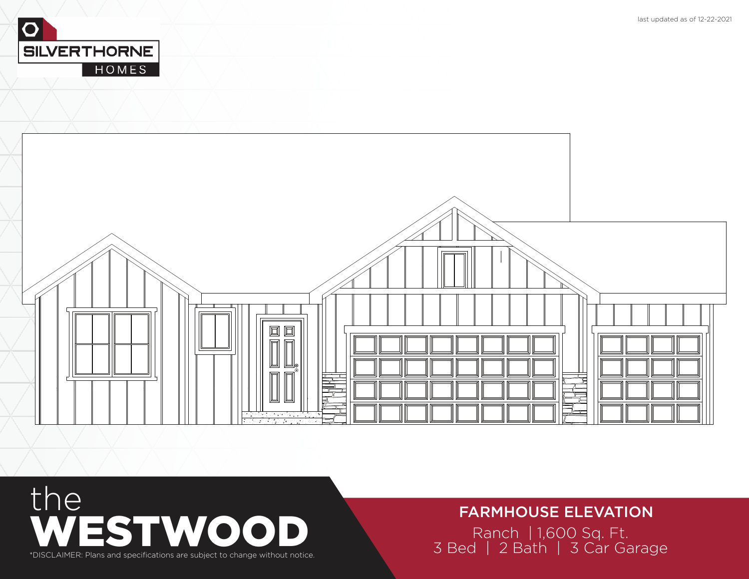last updated as of 12-22-2021

SILVERTHORNE HOMES

the
# WESTWOOD

*DISCLAIMER: Plans and specifications are subject to change without notice.

## FARMHOUSE ELEVATION

Ranch | 1,600 Sq. Ft.
3 Bed | 2 Bath | 3 Car Garage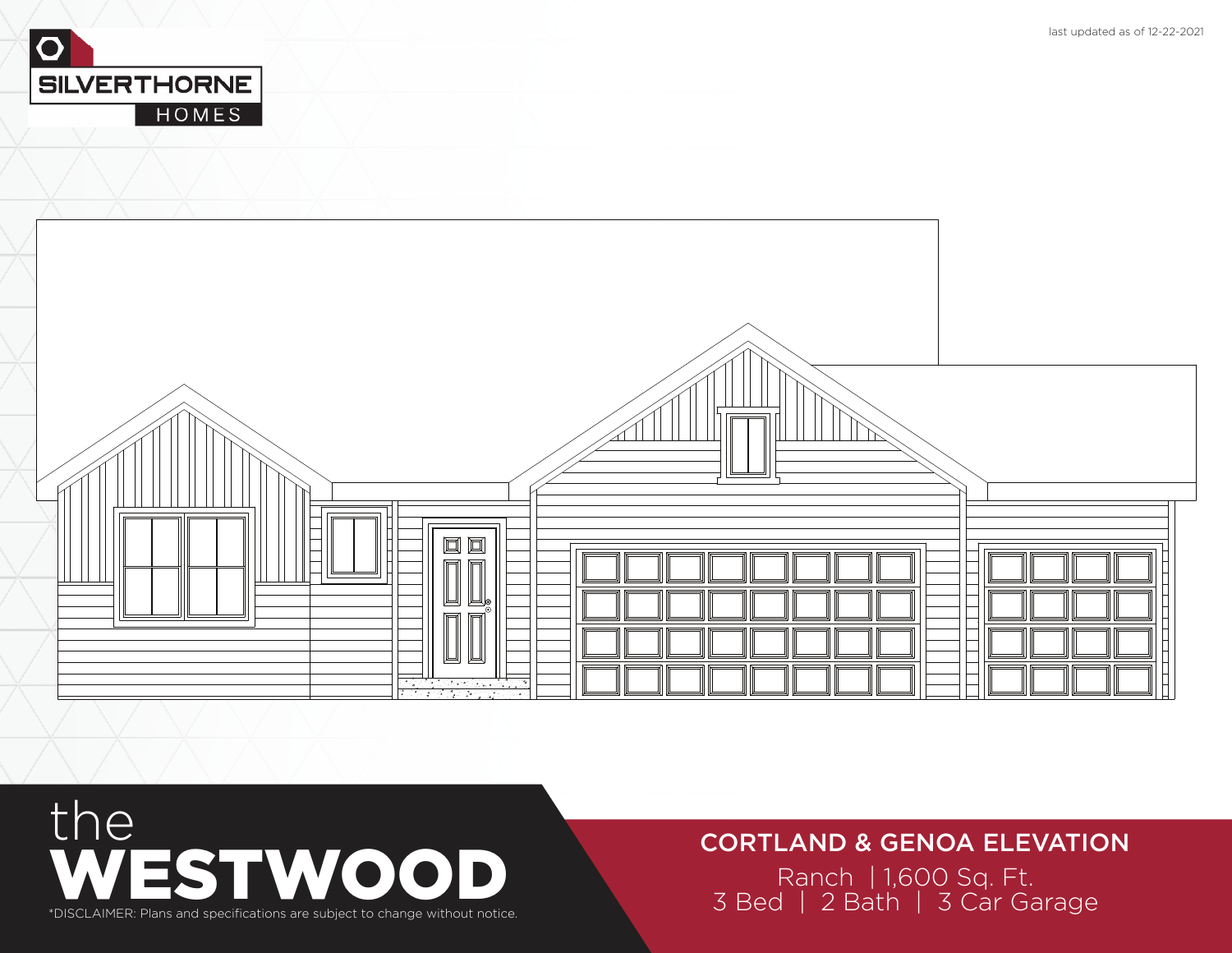last updated as of 12-22-2021

SILVERTHORNE HOMES

# the WESTWOOD

*DISCLAIMER: Plans and specifications are subject to change without notice.

## CORTLAND & GENOA ELEVATION

Ranch | 1,600 Sq. Ft.
3 Bed | 2 Bath | 3 Car Garage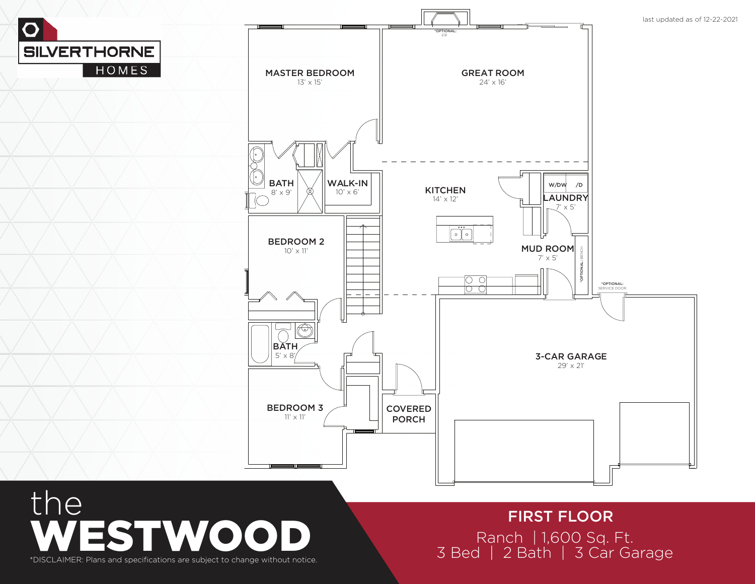last updated as of 12-22-2021

SILVERTHORNE HOMES

MASTER BEDROOM
13' x 15'

GREAT ROOM
24' x 16'

*OPTIONAL: FP

BATH
8' x 9'

WALK-IN
10' x 6'

KITCHEN
14' x 12'

W/DW /D
LAUNDRY
7' x 5'

BEDROOM 2
10' x 11'

MUD ROOM
7' x 5'

*OPTIONAL: BENCH

*OPTIONAL: SERVICE DOOR

BATH
5' x 8'

3-CAR GARAGE
29' x 21'

BEDROOM 3
11' x 11'

COVERED PORCH

# the WESTWOOD

*DISCLAIMER: Plans and specifications are subject to change without notice.

## FIRST FLOOR

Ranch | 1,600 Sq. Ft.
3 Bed | 2 Bath | 3 Car Garage